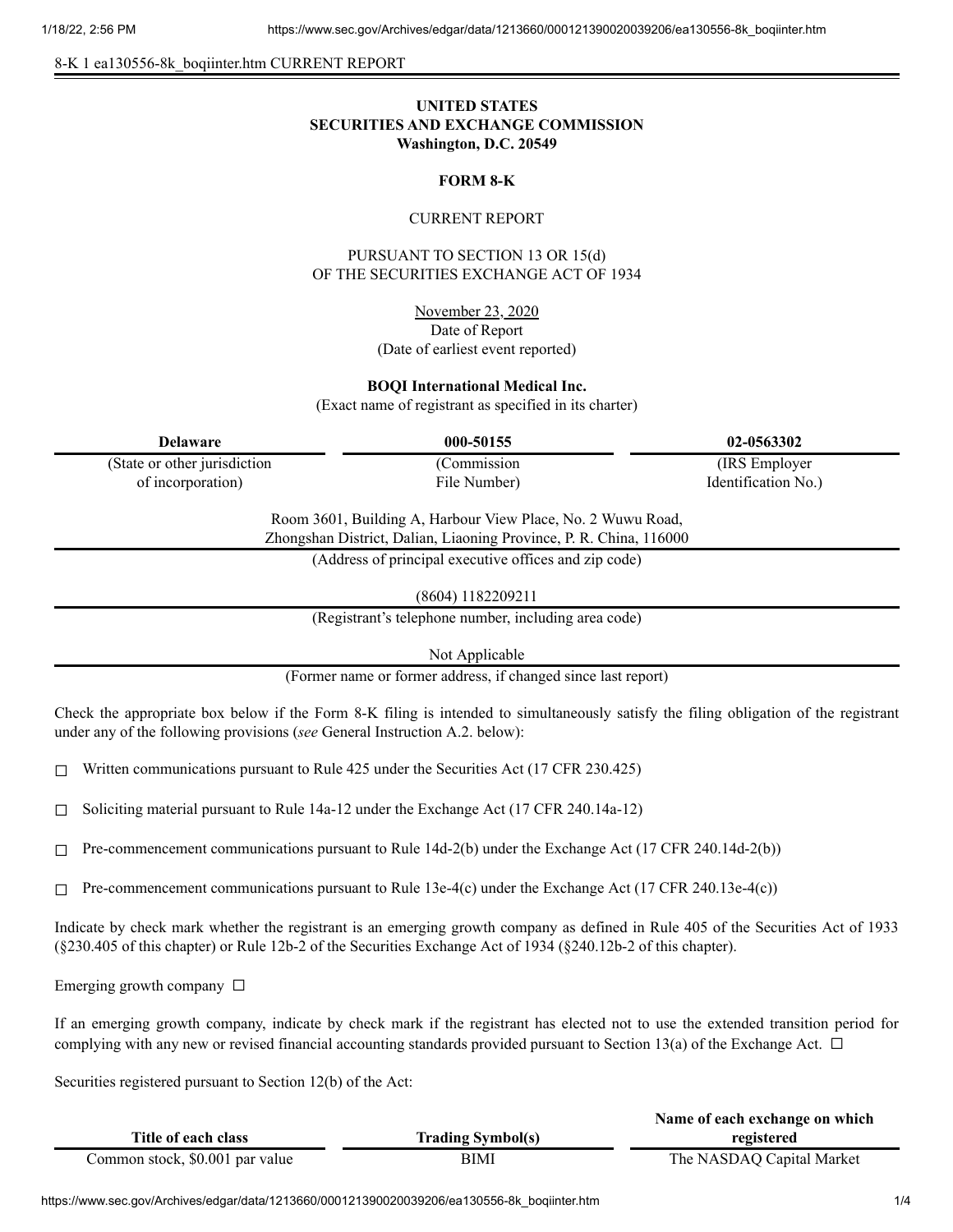8-K 1 ea130556-8k_boqiinter.htm CURRENT REPORT

**UNITED STATES**
**SECURITIES AND EXCHANGE COMMISSION**
**Washington, D.C. 20549**

**FORM 8-K**

CURRENT REPORT

PURSUANT TO SECTION 13 OR 15(d)
OF THE SECURITIES EXCHANGE ACT OF 1934

November 23, 2020
Date of Report
(Date of earliest event reported)

**BOQI International Medical Inc.**
(Exact name of registrant as specified in its charter)

| **Delaware** | **000-50155** | **02-0563302** |
|---|---|---|
| (State or other jurisdiction of incorporation) | (Commission File Number) | (IRS Employer Identification No.) |

Room 3601, Building A, Harbour View Place, No. 2 Wuwu Road,
Zhongshan District, Dalian, Liaoning Province, P. R. China, 116000
(Address of principal executive offices and zip code)

(8604) 1182209211
(Registrant's telephone number, including area code)

Not Applicable
(Former name or former address, if changed since last report)

Check the appropriate box below if the Form 8-K filing is intended to simultaneously satisfy the filing obligation of the registrant under any of the following provisions (*see* General Instruction A.2. below):

☐ Written communications pursuant to Rule 425 under the Securities Act (17 CFR 230.425)

☐ Soliciting material pursuant to Rule 14a-12 under the Exchange Act (17 CFR 240.14a-12)

☐ Pre-commencement communications pursuant to Rule 14d-2(b) under the Exchange Act (17 CFR 240.14d-2(b))

☐ Pre-commencement communications pursuant to Rule 13e-4(c) under the Exchange Act (17 CFR 240.13e-4(c))

Indicate by check mark whether the registrant is an emerging growth company as defined in Rule 405 of the Securities Act of 1933 (§230.405 of this chapter) or Rule 12b-2 of the Securities Exchange Act of 1934 (§240.12b-2 of this chapter).

Emerging growth company ☐

If an emerging growth company, indicate by check mark if the registrant has elected not to use the extended transition period for complying with any new or revised financial accounting standards provided pursuant to Section 13(a) of the Exchange Act. ☐

Securities registered pursuant to Section 12(b) of the Act:

| **Title of each class** | **Trading Symbol(s)** | **Name of each exchange on which registered** |
|---|---|---|
| Common stock, $0.001 par value | BIMI | The NASDAQ Capital Market |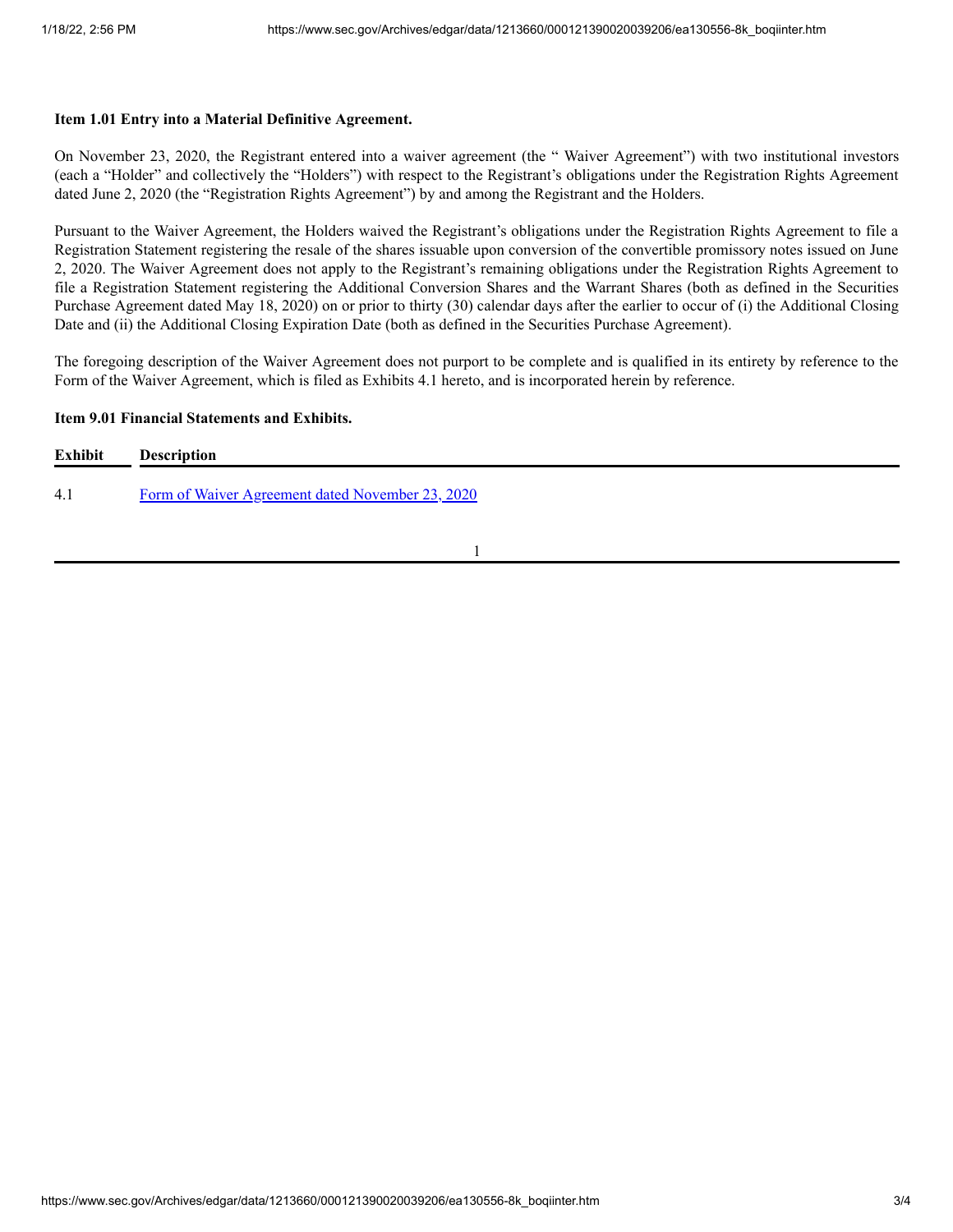**Item 1.01 Entry into a Material Definitive Agreement.**

On November 23, 2020, the Registrant entered into a waiver agreement (the " Waiver Agreement") with two institutional investors (each a "Holder" and collectively the "Holders") with respect to the Registrant's obligations under the Registration Rights Agreement dated June 2, 2020 (the "Registration Rights Agreement") by and among the Registrant and the Holders.

Pursuant to the Waiver Agreement, the Holders waived the Registrant's obligations under the Registration Rights Agreement to file a Registration Statement registering the resale of the shares issuable upon conversion of the convertible promissory notes issued on June 2, 2020. The Waiver Agreement does not apply to the Registrant's remaining obligations under the Registration Rights Agreement to file a Registration Statement registering the Additional Conversion Shares and the Warrant Shares (both as defined in the Securities Purchase Agreement dated May 18, 2020) on or prior to thirty (30) calendar days after the earlier to occur of (i) the Additional Closing Date and (ii) the Additional Closing Expiration Date (both as defined in the Securities Purchase Agreement).

The foregoing description of the Waiver Agreement does not purport to be complete and is qualified in its entirety by reference to the Form of the Waiver Agreement, which is filed as Exhibits 4.1 hereto, and is incorporated herein by reference.

**Item 9.01 Financial Statements and Exhibits.**

| Exhibit | Description |
|---|---|
| 4.1 | Form of Waiver Agreement dated November 23, 2020 |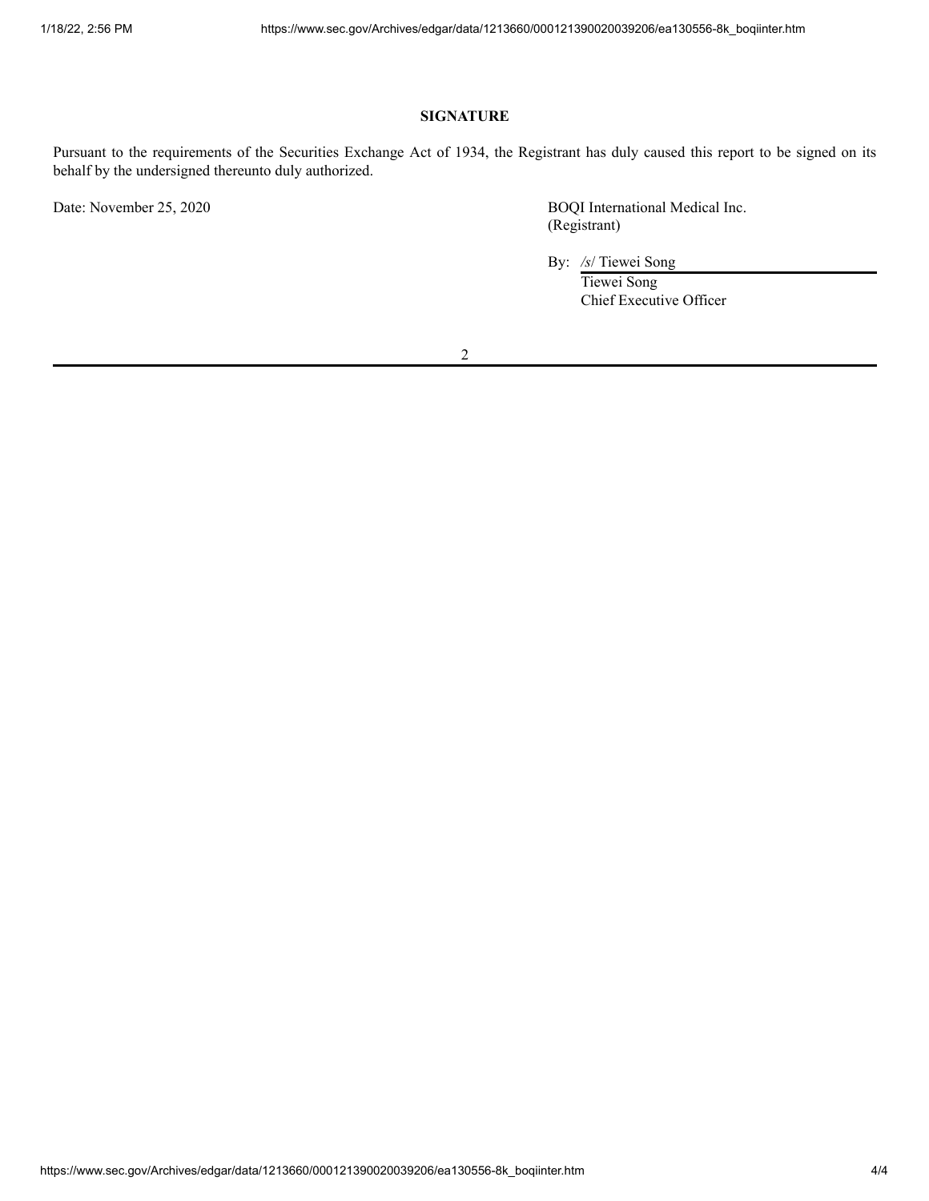**SIGNATURE**

Pursuant to the requirements of the Securities Exchange Act of 1934, the Registrant has duly caused this report to be signed on its behalf by the undersigned thereunto duly authorized.

Date: November 25, 2020

BOQI International Medical Inc.
(Registrant)

By: */s/* Tiewei Song
Tiewei Song
Chief Executive Officer